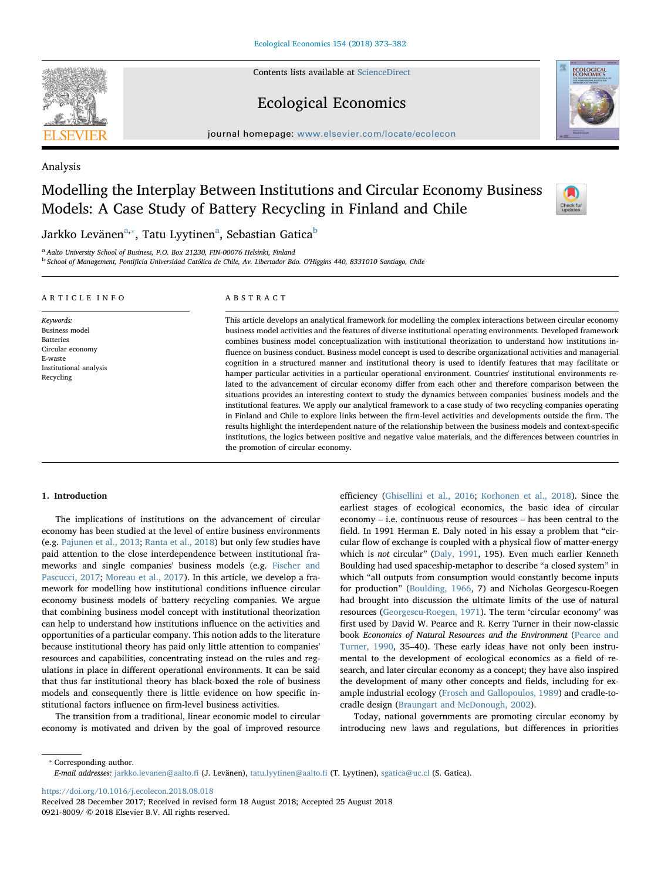Analysis

# Modelling the Interplay Between Institutions and Circular Economy Business Models: A Case Study of Battery Recycling in Finland and Chile

Jarkko Levänen[a,*], Tatu Lyytinen[a], Sebastian Gatica[b]

[a] Aalto University School of Business, P.O. Box 21230, FIN-00076 Helsinki, Finland
[b] School of Management, Pontificia Universidad Católica de Chile, Av. Libertador Bdo. O'Higgins 440, 8331010 Santiago, Chile

## ARTICLE INFO

*Keywords:*
Business model
Batteries
Circular economy
E-waste
Institutional analysis
Recycling

## ABSTRACT

This article develops an analytical framework for modelling the complex interactions between circular economy business model activities and the features of diverse institutional operating environments. Developed framework combines business model conceptualization with institutional theorization to understand how institutions influence on business conduct. Business model concept is used to describe organizational activities and managerial cognition in a structured manner and institutional theory is used to identify features that may facilitate or hamper particular activities in a particular operational environment. Countries' institutional environments related to the advancement of circular economy differ from each other and therefore comparison between the situations provides an interesting context to study the dynamics between companies' business models and the institutional features. We apply our analytical framework to a case study of two recycling companies operating in Finland and Chile to explore links between the firm-level activities and developments outside the firm. The results highlight the interdependent nature of the relationship between the business models and context-specific institutions, the logics between positive and negative value materials, and the differences between countries in the promotion of circular economy.

## 1. Introduction

The implications of institutions on the advancement of circular economy has been studied at the level of entire business environments (e.g. Pajunen et al., 2013; Ranta et al., 2018) but only few studies have paid attention to the close interdependence between institutional frameworks and single companies' business models (e.g. Fischer and Pascucci, 2017; Moreau et al., 2017). In this article, we develop a framework for modelling how institutional conditions influence circular economy business models of battery recycling companies. We argue that combining business model concept with institutional theorization can help to understand how institutions influence on the activities and opportunities of a particular company. This notion adds to the literature because institutional theory has paid only little attention to companies' resources and capabilities, concentrating instead on the rules and regulations in place in different operational environments. It can be said that thus far institutional theory has black-boxed the role of business models and consequently there is little evidence on how specific institutional factors influence on firm-level business activities.

The transition from a traditional, linear economic model to circular economy is motivated and driven by the goal of improved resource efficiency (Ghisellini et al., 2016; Korhonen et al., 2018). Since the earliest stages of ecological economics, the basic idea of circular economy – i.e. continuous reuse of resources – has been central to the field. In 1991 Herman E. Daly noted in his essay a problem that "circular flow of exchange is coupled with a physical flow of matter-energy which is *not* circular" (Daly, 1991, 195). Even much earlier Kenneth Boulding had used spaceship-metaphor to describe "a closed system" in which "all outputs from consumption would constantly become inputs for production" (Boulding, 1966, 7) and Nicholas Georgescu-Roegen had brought into discussion the ultimate limits of the use of natural resources (Georgescu-Roegen, 1971). The term 'circular economy' was first used by David W. Pearce and R. Kerry Turner in their now-classic book *Economics of Natural Resources and the Environment* (Pearce and Turner, 1990, 35–40). These early ideas have not only been instrumental to the development of ecological economics as a field of research, and later circular economy as a concept; they have also inspired the development of many other concepts and fields, including for example industrial ecology (Frosch and Gallopoulos, 1989) and cradle-to-cradle design (Braungart and McDonough, 2002).

Today, national governments are promoting circular economy by introducing new laws and regulations, but differences in priorities

---

* Corresponding author.
*E-mail addresses:* jarkko.levanen@aalto.fi (J. Levänen), tatu.lyytinen@aalto.fi (T. Lyytinen), sgatica@uc.cl (S. Gatica).

https://doi.org/10.1016/j.ecolecon.2018.08.018
Received 28 December 2017; Received in revised form 18 August 2018; Accepted 25 August 2018
0921-8009/ © 2018 Elsevier B.V. All rights reserved.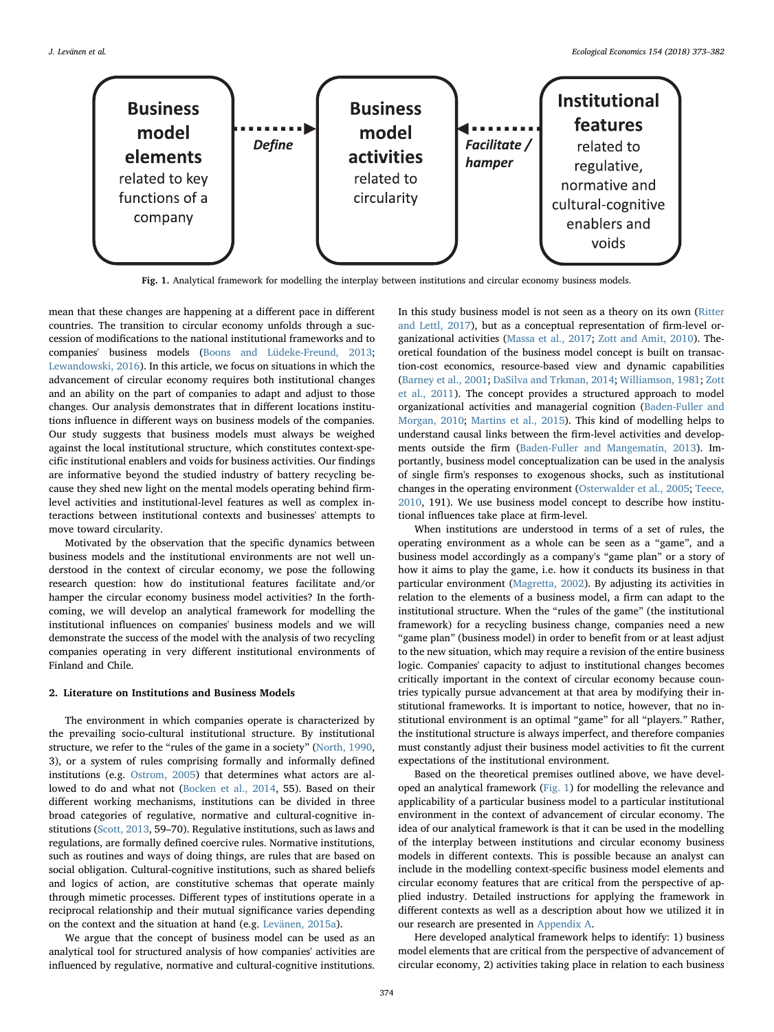Business model elements related to key functions of a company

Define

Business model activities related to circularity

Facilitate / hamper

Institutional features related to regulative, normative and cultural-cognitive enablers and voids

**Fig. 1.** Analytical framework for modelling the interplay between institutions and circular economy business models.

mean that these changes are happening at a different pace in different countries. The transition to circular economy unfolds through a succession of modifications to the national institutional frameworks and to companies' business models (Boons and Lüdeke-Freund, 2013; Lewandowski, 2016). In this article, we focus on situations in which the advancement of circular economy requires both institutional changes and an ability on the part of companies to adapt and adjust to those changes. Our analysis demonstrates that in different locations institutions influence in different ways on business models of the companies. Our study suggests that business models must always be weighed against the local institutional structure, which constitutes context-specific institutional enablers and voids for business activities. Our findings are informative beyond the studied industry of battery recycling because they shed new light on the mental models operating behind firm-level activities and institutional-level features as well as complex interactions between institutional contexts and businesses' attempts to move toward circularity.

Motivated by the observation that the specific dynamics between business models and the institutional environments are not well understood in the context of circular economy, we pose the following research question: how do institutional features facilitate and/or hamper the circular economy business model activities? In the forthcoming, we will develop an analytical framework for modelling the institutional influences on companies' business models and we will demonstrate the success of the model with the analysis of two recycling companies operating in very different institutional environments of Finland and Chile.

## 2. Literature on Institutions and Business Models

The environment in which companies operate is characterized by the prevailing socio-cultural institutional structure. By institutional structure, we refer to the "rules of the game in a society" (North, 1990, 3), or a system of rules comprising formally and informally defined institutions (e.g. Ostrom, 2005) that determines what actors are allowed to do and what not (Bocken et al., 2014, 55). Based on their different working mechanisms, institutions can be divided in three broad categories of regulative, normative and cultural-cognitive institutions (Scott, 2013, 59–70). Regulative institutions, such as laws and regulations, are formally defined coercive rules. Normative institutions, such as routines and ways of doing things, are rules that are based on social obligation. Cultural-cognitive institutions, such as shared beliefs and logics of action, are constitutive schemas that operate mainly through mimetic processes. Different types of institutions operate in a reciprocal relationship and their mutual significance varies depending on the context and the situation at hand (e.g. Levänen, 2015a).

We argue that the concept of business model can be used as an analytical tool for structured analysis of how companies' activities are influenced by regulative, normative and cultural-cognitive institutions. In this study business model is not seen as a theory on its own (Ritter and Lettl, 2017), but as a conceptual representation of firm-level organizational activities (Massa et al., 2017; Zott and Amit, 2010). Theoretical foundation of the business model concept is built on transaction-cost economics, resource-based view and dynamic capabilities (Barney et al., 2001; DaSilva and Trkman, 2014; Williamson, 1981; Zott et al., 2011). The concept provides a structured approach to model organizational activities and managerial cognition (Baden-Fuller and Morgan, 2010; Martins et al., 2015). This kind of modelling helps to understand causal links between the firm-level activities and developments outside the firm (Baden-Fuller and Mangematin, 2013). Importantly, business model conceptualization can be used in the analysis of single firm's responses to exogenous shocks, such as institutional changes in the operating environment (Osterwalder et al., 2005; Teece, 2010, 191). We use business model concept to describe how institutional influences take place at firm-level.

When institutions are understood in terms of a set of rules, the operating environment as a whole can be seen as a "game", and a business model accordingly as a company's "game plan" or a story of how it aims to play the game, i.e. how it conducts its business in that particular environment (Magretta, 2002). By adjusting its activities in relation to the elements of a business model, a firm can adapt to the institutional structure. When the "rules of the game" (the institutional framework) for a recycling business change, companies need a new "game plan" (business model) in order to benefit from or at least adjust to the new situation, which may require a revision of the entire business logic. Companies' capacity to adjust to institutional changes becomes critically important in the context of circular economy because countries typically pursue advancement at that area by modifying their institutional frameworks. It is important to notice, however, that no institutional environment is an optimal "game" for all "players." Rather, the institutional structure is always imperfect, and therefore companies must constantly adjust their business model activities to fit the current expectations of the institutional environment.

Based on the theoretical premises outlined above, we have developed an analytical framework (Fig. 1) for modelling the relevance and applicability of a particular business model to a particular institutional environment in the context of advancement of circular economy. The idea of our analytical framework is that it can be used in the modelling of the interplay between institutions and circular economy business models in different contexts. This is possible because an analyst can include in the modelling context-specific business model elements and circular economy features that are critical from the perspective of applied industry. Detailed instructions for applying the framework in different contexts as well as a description about how we utilized it in our research are presented in Appendix A.

Here developed analytical framework helps to identify: 1) business model elements that are critical from the perspective of advancement of circular economy, 2) activities taking place in relation to each business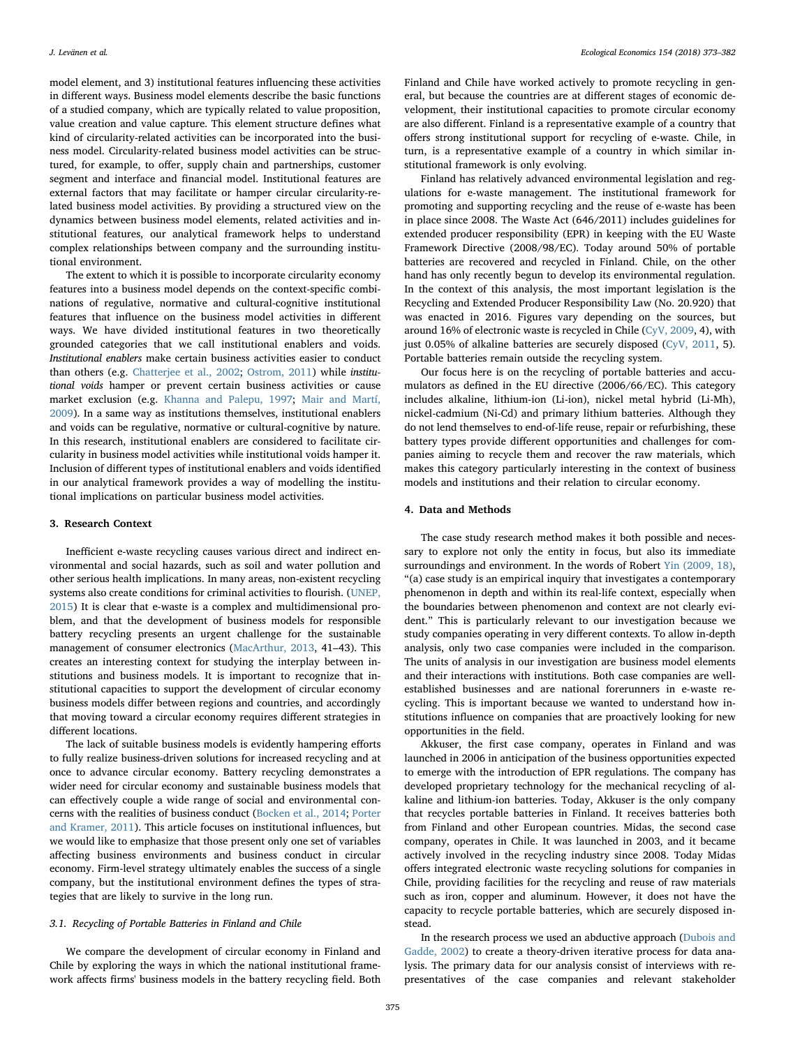model element, and 3) institutional features influencing these activities in different ways. Business model elements describe the basic functions of a studied company, which are typically related to value proposition, value creation and value capture. This element structure defines what kind of circularity-related activities can be incorporated into the business model. Circularity-related business model activities can be structured, for example, to offer, supply chain and partnerships, customer segment and interface and financial model. Institutional features are external factors that may facilitate or hamper circular circularity-related business model activities. By providing a structured view on the dynamics between business model elements, related activities and institutional features, our analytical framework helps to understand complex relationships between company and the surrounding institutional environment.

The extent to which it is possible to incorporate circularity economy features into a business model depends on the context-specific combinations of regulative, normative and cultural-cognitive institutional features that influence on the business model activities in different ways. We have divided institutional features in two theoretically grounded categories that we call institutional enablers and voids. *Institutional enablers* make certain business activities easier to conduct than others (e.g. Chatterjee et al., 2002; Ostrom, 2011) while *institutional voids* hamper or prevent certain business activities or cause market exclusion (e.g. Khanna and Palepu, 1997; Mair and Martí, 2009). In a same way as institutions themselves, institutional enablers and voids can be regulative, normative or cultural-cognitive by nature. In this research, institutional enablers are considered to facilitate circularity in business model activities while institutional voids hamper it. Inclusion of different types of institutional enablers and voids identified in our analytical framework provides a way of modelling the institutional implications on particular business model activities.

## 3. Research Context

Inefficient e-waste recycling causes various direct and indirect environmental and social hazards, such as soil and water pollution and other serious health implications. In many areas, non-existent recycling systems also create conditions for criminal activities to flourish. (UNEP, 2015) It is clear that e-waste is a complex and multidimensional problem, and that the development of business models for responsible battery recycling presents an urgent challenge for the sustainable management of consumer electronics (MacArthur, 2013, 41–43). This creates an interesting context for studying the interplay between institutions and business models. It is important to recognize that institutional capacities to support the development of circular economy business models differ between regions and countries, and accordingly that moving toward a circular economy requires different strategies in different locations.

The lack of suitable business models is evidently hampering efforts to fully realize business-driven solutions for increased recycling and at once to advance circular economy. Battery recycling demonstrates a wider need for circular economy and sustainable business models that can effectively couple a wide range of social and environmental concerns with the realities of business conduct (Bocken et al., 2014; Porter and Kramer, 2011). This article focuses on institutional influences, but we would like to emphasize that those present only one set of variables affecting business environments and business conduct in circular economy. Firm-level strategy ultimately enables the success of a single company, but the institutional environment defines the types of strategies that are likely to survive in the long run.

### 3.1. Recycling of Portable Batteries in Finland and Chile

We compare the development of circular economy in Finland and Chile by exploring the ways in which the national institutional framework affects firms' business models in the battery recycling field. Both Finland and Chile have worked actively to promote recycling in general, but because the countries are at different stages of economic development, their institutional capacities to promote circular economy are also different. Finland is a representative example of a country that offers strong institutional support for recycling of e-waste. Chile, in turn, is a representative example of a country in which similar institutional framework is only evolving.

Finland has relatively advanced environmental legislation and regulations for e-waste management. The institutional framework for promoting and supporting recycling and the reuse of e-waste has been in place since 2008. The Waste Act (646/2011) includes guidelines for extended producer responsibility (EPR) in keeping with the EU Waste Framework Directive (2008/98/EC). Today around 50% of portable batteries are recovered and recycled in Finland. Chile, on the other hand has only recently begun to develop its environmental regulation. In the context of this analysis, the most important legislation is the Recycling and Extended Producer Responsibility Law (No. 20.920) that was enacted in 2016. Figures vary depending on the sources, but around 16% of electronic waste is recycled in Chile (CyV, 2009, 4), with just 0.05% of alkaline batteries are securely disposed (CyV, 2011, 5). Portable batteries remain outside the recycling system.

Our focus here is on the recycling of portable batteries and accumulators as defined in the EU directive (2006/66/EC). This category includes alkaline, lithium-ion (Li-ion), nickel metal hybrid (Li-Mh), nickel-cadmium (Ni-Cd) and primary lithium batteries. Although they do not lend themselves to end-of-life reuse, repair or refurbishing, these battery types provide different opportunities and challenges for companies aiming to recycle them and recover the raw materials, which makes this category particularly interesting in the context of business models and institutions and their relation to circular economy.

## 4. Data and Methods

The case study research method makes it both possible and necessary to explore not only the entity in focus, but also its immediate surroundings and environment. In the words of Robert Yin (2009, 18), "(a) case study is an empirical inquiry that investigates a contemporary phenomenon in depth and within its real-life context, especially when the boundaries between phenomenon and context are not clearly evident." This is particularly relevant to our investigation because we study companies operating in very different contexts. To allow in-depth analysis, only two case companies were included in the comparison. The units of analysis in our investigation are business model elements and their interactions with institutions. Both case companies are well-established businesses and are national forerunners in e-waste recycling. This is important because we wanted to understand how institutions influence on companies that are proactively looking for new opportunities in the field.

Akkuser, the first case company, operates in Finland and was launched in 2006 in anticipation of the business opportunities expected to emerge with the introduction of EPR regulations. The company has developed proprietary technology for the mechanical recycling of alkaline and lithium-ion batteries. Today, Akkuser is the only company that recycles portable batteries in Finland. It receives batteries both from Finland and other European countries. Midas, the second case company, operates in Chile. It was launched in 2003, and it became actively involved in the recycling industry since 2008. Today Midas offers integrated electronic waste recycling solutions for companies in Chile, providing facilities for the recycling and reuse of raw materials such as iron, copper and aluminum. However, it does not have the capacity to recycle portable batteries, which are securely disposed instead.

In the research process we used an abductive approach (Dubois and Gadde, 2002) to create a theory-driven iterative process for data analysis. The primary data for our analysis consist of interviews with representatives of the case companies and relevant stakeholder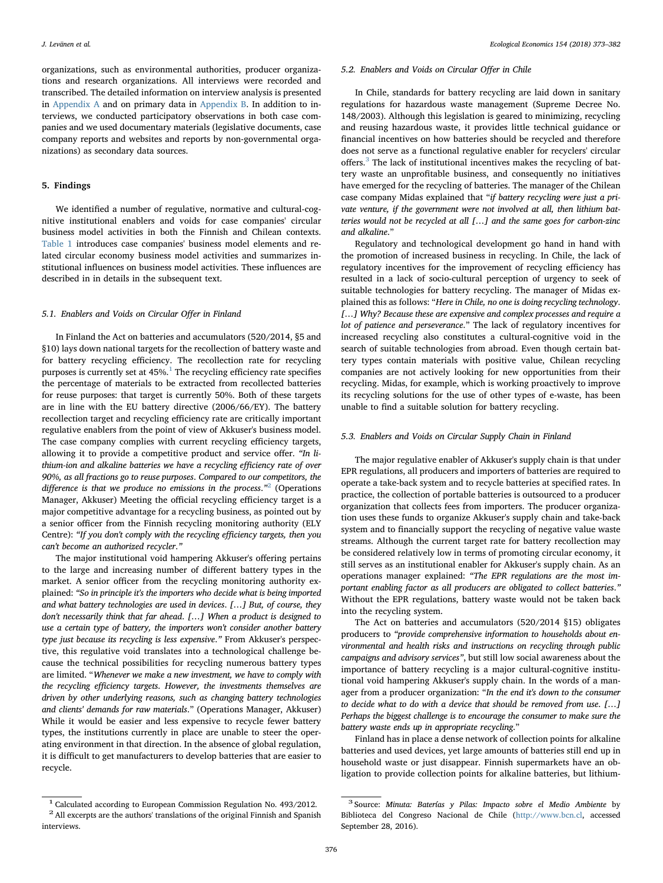organizations, such as environmental authorities, producer organizations and research organizations. All interviews were recorded and transcribed. The detailed information on interview analysis is presented in Appendix A and on primary data in Appendix B. In addition to interviews, we conducted participatory observations in both case companies and we used documentary materials (legislative documents, case company reports and websites and reports by non-governmental organizations) as secondary data sources.

## 5. Findings

We identified a number of regulative, normative and cultural-cognitive institutional enablers and voids for case companies' circular business model activities in both the Finnish and Chilean contexts. Table 1 introduces case companies' business model elements and related circular economy business model activities and summarizes institutional influences on business model activities. These influences are described in in details in the subsequent text.

### 5.1. Enablers and Voids on Circular Offer in Finland

In Finland the Act on batteries and accumulators (520/2014, §5 and §10) lays down national targets for the recollection of battery waste and for battery recycling efficiency. The recollection rate for recycling purposes is currently set at 45%.[1] The recycling efficiency rate specifies the percentage of materials to be extracted from recollected batteries for reuse purposes: that target is currently 50%. Both of these targets are in line with the EU battery directive (2006/66/EY). The battery recollection target and recycling efficiency rate are critically important regulative enablers from the point of view of Akkuser's business model. The case company complies with current recycling efficiency targets, allowing it to provide a competitive product and service offer. *"In lithium-ion and alkaline batteries we have a recycling efficiency rate of over 90%, as all fractions go to reuse purposes. Compared to our competitors, the difference is that we produce no emissions in the process."*[2] (Operations Manager, Akkuser) Meeting the official recycling efficiency target is a major competitive advantage for a recycling business, as pointed out by a senior officer from the Finnish recycling monitoring authority (ELY Centre): *"If you don't comply with the recycling efficiency targets, then you can't become an authorized recycler."*

The major institutional void hampering Akkuser's offering pertains to the large and increasing number of different battery types in the market. A senior officer from the recycling monitoring authority explained: *"So in principle it's the importers who decide what is being imported and what battery technologies are used in devices. […] But, of course, they don't necessarily think that far ahead. […] When a product is designed to use a certain type of battery, the importers won't consider another battery type just because its recycling is less expensive."* From Akkuser's perspective, this regulative void translates into a technological challenge because the technical possibilities for recycling numerous battery types are limited. "*Whenever we make a new investment, we have to comply with the recycling efficiency targets. However, the investments themselves are driven by other underlying reasons, such as changing battery technologies and clients' demands for raw materials*." (Operations Manager, Akkuser) While it would be easier and less expensive to recycle fewer battery types, the institutions currently in place are unable to steer the operating environment in that direction. In the absence of global regulation, it is difficult to get manufacturers to develop batteries that are easier to recycle.

### 5.2. Enablers and Voids on Circular Offer in Chile

In Chile, standards for battery recycling are laid down in sanitary regulations for hazardous waste management (Supreme Decree No. 148/2003). Although this legislation is geared to minimizing, recycling and reusing hazardous waste, it provides little technical guidance or financial incentives on how batteries should be recycled and therefore does not serve as a functional regulative enabler for recyclers' circular offers.[3] The lack of institutional incentives makes the recycling of battery waste an unprofitable business, and consequently no initiatives have emerged for the recycling of batteries. The manager of the Chilean case company Midas explained that "*if battery recycling were just a private venture, if the government were not involved at all, then lithium batteries would not be recycled at all […] and the same goes for carbon-zinc and alkaline*."

Regulatory and technological development go hand in hand with the promotion of increased business in recycling. In Chile, the lack of regulatory incentives for the improvement of recycling efficiency has resulted in a lack of socio-cultural perception of urgency to seek of suitable technologies for battery recycling. The manager of Midas explained this as follows: "*Here in Chile, no one is doing recycling technology. […] Why? Because these are expensive and complex processes and require a lot of patience and perseverance*." The lack of regulatory incentives for increased recycling also constitutes a cultural-cognitive void in the search of suitable technologies from abroad. Even though certain battery types contain materials with positive value, Chilean recycling companies are not actively looking for new opportunities from their recycling. Midas, for example, which is working proactively to improve its recycling solutions for the use of other types of e-waste, has been unable to find a suitable solution for battery recycling.

### 5.3. Enablers and Voids on Circular Supply Chain in Finland

The major regulative enabler of Akkuser's supply chain is that under EPR regulations, all producers and importers of batteries are required to operate a take-back system and to recycle batteries at specified rates. In practice, the collection of portable batteries is outsourced to a producer organization that collects fees from importers. The producer organization uses these funds to organize Akkuser's supply chain and take-back system and to financially support the recycling of negative value waste streams. Although the current target rate for battery recollection may be considered relatively low in terms of promoting circular economy, it still serves as an institutional enabler for Akkuser's supply chain. As an operations manager explained: *"The EPR regulations are the most important enabling factor as all producers are obligated to collect batteries."* Without the EPR regulations, battery waste would not be taken back into the recycling system.

The Act on batteries and accumulators (520/2014 §15) obligates producers to *"provide comprehensive information to households about environmental and health risks and instructions on recycling through public campaigns and advisory services"*, but still low social awareness about the importance of battery recycling is a major cultural-cognitive institutional void hampering Akkuser's supply chain. In the words of a manager from a producer organization: "*In the end it's down to the consumer to decide what to do with a device that should be removed from use. […] Perhaps the biggest challenge is to encourage the consumer to make sure the battery waste ends up in appropriate recycling.*"

Finland has in place a dense network of collection points for alkaline batteries and used devices, yet large amounts of batteries still end up in household waste or just disappear. Finnish supermarkets have an obligation to provide collection points for alkaline batteries, but lithium-

[1] Calculated according to European Commission Regulation No. 493/2012.

[2] All excerpts are the authors' translations of the original Finnish and Spanish interviews.

[3] Source: *Minuta: Baterías y Pilas: Impacto sobre el Medio Ambiente* by Biblioteca del Congreso Nacional de Chile (http://www.bcn.cl, accessed September 28, 2016).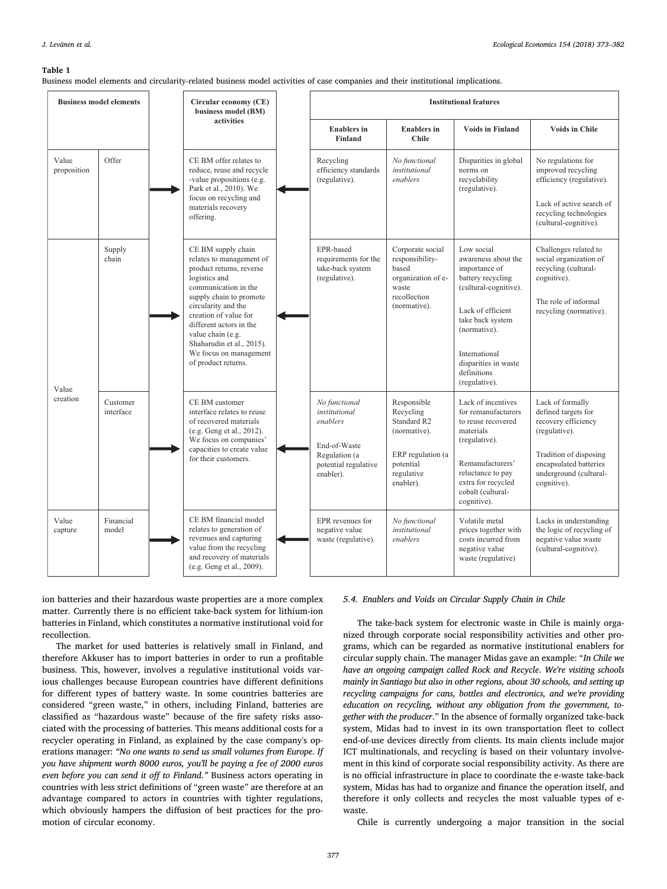**Table 1**

Business model elements and circularity-related business model activities of case companies and their institutional implications.

| Business model elements | | Circular economy (CE) business model (BM) activities | Institutional features | | | |
|---|---|---|---|---|---|---|
| | | | Enablers in Finland | Enablers in Chile | Voids in Finland | Voids in Chile |
| Value proposition | Offer | CE BM offer relates to reduce, reuse and recycle -value propositions (e.g. Park et al., 2010). We focus on recycling and materials recovery offering. | Recycling efficiency standards (regulative). | *No functional institutional enablers* | Disparities in global norms on recyclability (regulative). | No regulations for improved recycling efficiency (regulative). Lack of active search of recycling technologies (cultural-cognitive). |
| Value creation | Supply chain | CE BM supply chain relates to management of product returns, reverse logistics and communication in the supply chain to promote circularity and the creation of value for different actors in the value chain (e.g. Shaharudin et al., 2015). We focus on management of product returns. | EPR-based requirements for the take-back system (regulative). | Corporate social responsibility-based organization of e-waste recollection (normative). | Low social awareness about the importance of battery recycling (cultural-cognitive). Lack of efficient take back system (normative). International disparities in waste definitions (regulative). | Challenges related to social organization of recycling (cultural-cognitive). The role of informal recycling (normative). |
| | Customer interface | CE BM customer interface relates to reuse of recovered materials (e.g. Geng et al., 2012). We focus on companies' capacities to create value for their customers. | *No functional institutional enablers* End-of-Waste Regulation (a potential regulative enabler). | Responsible Recycling Standard R2 (normative). ERP regulation (a potential regulative enabler). | Lack of incentives for remanufacturers to reuse recovered materials (regulative). Remanufacturers' reluctance to pay extra for recycled cobalt (cultural-cognitive). | Lack of formally defined targets for recovery efficiency (regulative). Tradition of disposing encapsulated batteries underground (cultural-cognitive). |
| Value capture | Financial model | CE BM financial model relates to generation of revenues and capturing value from the recycling and recovery of materials (e.g. Geng et al., 2009). | EPR revenues for negative value waste (regulative). | *No functional institutional enablers* | Volatile metal prices together with costs incurred from negative value waste (regulative) | Lacks in understanding the logic of recycling of negative value waste (cultural-cognitive). |

ion batteries and their hazardous waste properties are a more complex matter. Currently there is no efficient take-back system for lithium-ion batteries in Finland, which constitutes a normative institutional void for recollection.

The market for used batteries is relatively small in Finland, and therefore Akkuser has to import batteries in order to run a profitable business. This, however, involves a regulative institutional voids various challenges because European countries have different definitions for different types of battery waste. In some countries batteries are considered "green waste," in others, including Finland, batteries are classified as "hazardous waste" because of the fire safety risks associated with the processing of batteries. This means additional costs for a recycler operating in Finland, as explained by the case company's operations manager: *"No one wants to send us small volumes from Europe. If you have shipment worth 8000 euros, you'll be paying a fee of 2000 euros even before you can send it off to Finland."* Business actors operating in countries with less strict definitions of "green waste" are therefore at an advantage compared to actors in countries with tighter regulations, which obviously hampers the diffusion of best practices for the promotion of circular economy.

### 5.4. Enablers and Voids on Circular Supply Chain in Chile

The take-back system for electronic waste in Chile is mainly organized through corporate social responsibility activities and other programs, which can be regarded as normative institutional enablers for circular supply chain. The manager Midas gave an example: "*In Chile we have an ongoing campaign called Rock and Recycle. We're visiting schools mainly in Santiago but also in other regions, about 30 schools, and setting up recycling campaigns for cans, bottles and electronics, and we're providing education on recycling, without any obligation from the government, together with the producer*." In the absence of formally organized take-back system, Midas had to invest in its own transportation fleet to collect end-of-use devices directly from clients. Its main clients include major ICT multinationals, and recycling is based on their voluntary involvement in this kind of corporate social responsibility activity. As there are is no official infrastructure in place to coordinate the e-waste take-back system, Midas has had to organize and finance the operation itself, and therefore it only collects and recycles the most valuable types of e-waste.

Chile is currently undergoing a major transition in the social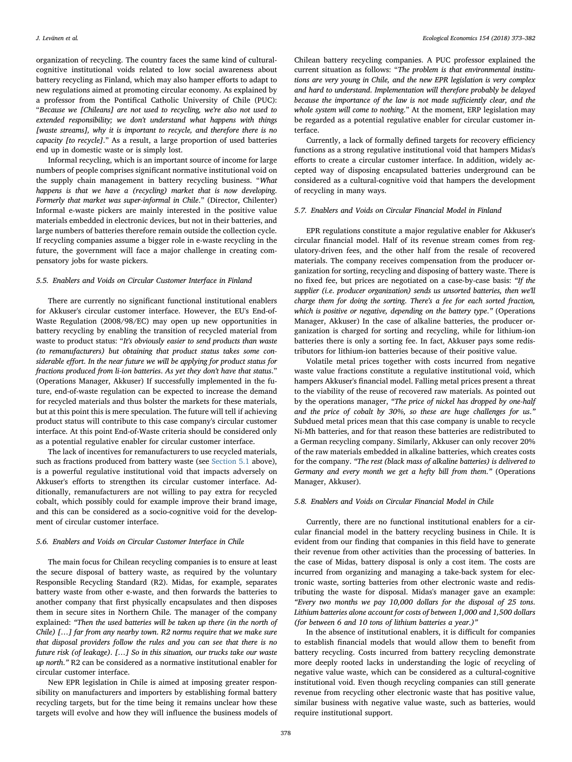organization of recycling. The country faces the same kind of cultural-cognitive institutional voids related to low social awareness about battery recycling as Finland, which may also hamper efforts to adapt to new regulations aimed at promoting circular economy. As explained by a professor from the Pontifical Catholic University of Chile (PUC): "*Because we [Chileans] are not used to recycling, we're also not used to extended responsibility; we don't understand what happens with things [waste streams], why it is important to recycle, and therefore there is no capacity [to recycle]*." As a result, a large proportion of used batteries end up in domestic waste or is simply lost.

Informal recycling, which is an important source of income for large numbers of people comprises significant normative institutional void on the supply chain management in battery recycling business. "*What happens is that we have a (recycling) market that is now developing. Formerly that market was super-informal in Chile*." (Director, Chilenter) Informal e-waste pickers are mainly interested in the positive value materials embedded in electronic devices, but not in their batteries, and large numbers of batteries therefore remain outside the collection cycle. If recycling companies assume a bigger role in e-waste recycling in the future, the government will face a major challenge in creating compensatory jobs for waste pickers.

### 5.5. Enablers and Voids on Circular Customer Interface in Finland

There are currently no significant functional institutional enablers for Akkuser's circular customer interface. However, the EU's End-of-Waste Regulation (2008/98/EC) may open up new opportunities in battery recycling by enabling the transition of recycled material from waste to product status: "*It's obviously easier to send products than waste (to remanufacturers) but obtaining that product status takes some considerable effort. In the near future we will be applying for product status for fractions produced from li-ion batteries. As yet they don't have that status*." (Operations Manager, Akkuser) If successfully implemented in the future, end-of-waste regulation can be expected to increase the demand for recycled materials and thus bolster the markets for these materials, but at this point this is mere speculation. The future will tell if achieving product status will contribute to this case company's circular customer interface. At this point End-of-Waste criteria should be considered only as a potential regulative enabler for circular customer interface.

The lack of incentives for remanufacturers to use recycled materials, such as fractions produced from battery waste (see Section 5.1 above), is a powerful regulative institutional void that impacts adversely on Akkuser's efforts to strengthen its circular customer interface. Additionally, remanufacturers are not willing to pay extra for recycled cobalt, which possibly could for example improve their brand image, and this can be considered as a socio-cognitive void for the development of circular customer interface.

### 5.6. Enablers and Voids on Circular Customer Interface in Chile

The main focus for Chilean recycling companies is to ensure at least the secure disposal of battery waste, as required by the voluntary Responsible Recycling Standard (R2). Midas, for example, separates battery waste from other e-waste, and then forwards the batteries to another company that first physically encapsulates and then disposes them in secure sites in Northern Chile. The manager of the company explained: *"Then the used batteries will be taken up there (in the north of Chile) […] far from any nearby town. R2 norms require that we make sure that disposal providers follow the rules and you can see that there is no future risk (of leakage). […] So in this situation, our trucks take our waste up north."* R2 can be considered as a normative institutional enabler for circular customer interface.

New EPR legislation in Chile is aimed at imposing greater responsibility on manufacturers and importers by establishing formal battery recycling targets, but for the time being it remains unclear how these targets will evolve and how they will influence the business models of Chilean battery recycling companies. A PUC professor explained the current situation as follows: "*The problem is that environmental institutions are very young in Chile, and the new EPR legislation is very complex and hard to understand. Implementation will therefore probably be delayed because the importance of the law is not made sufficiently clear, and the whole system will come to nothing.*" At the moment, ERP legislation may be regarded as a potential regulative enabler for circular customer interface.

Currently, a lack of formally defined targets for recovery efficiency functions as a strong regulative institutional void that hampers Midas's efforts to create a circular customer interface. In addition, widely accepted way of disposing encapsulated batteries underground can be considered as a cultural-cognitive void that hampers the development of recycling in many ways.

### 5.7. Enablers and Voids on Circular Financial Model in Finland

EPR regulations constitute a major regulative enabler for Akkuser's circular financial model. Half of its revenue stream comes from regulatory-driven fees, and the other half from the resale of recovered materials. The company receives compensation from the producer organization for sorting, recycling and disposing of battery waste. There is no fixed fee, but prices are negotiated on a case-by-case basis: *"If the supplier (i.e. producer organization) sends us unsorted batteries, then we'll charge them for doing the sorting. There's a fee for each sorted fraction, which is positive or negative, depending on the battery type."* (Operations Manager, Akkuser) In the case of alkaline batteries, the producer organization is charged for sorting and recycling, while for lithium-ion batteries there is only a sorting fee. In fact, Akkuser pays some redistributors for lithium-ion batteries because of their positive value.

Volatile metal prices together with costs incurred from negative waste value fractions constitute a regulative institutional void, which hampers Akkuser's financial model. Falling metal prices present a threat to the viability of the reuse of recovered raw materials. As pointed out by the operations manager, *"The price of nickel has dropped by one-half and the price of cobalt by 30%, so these are huge challenges for us."* Subdued metal prices mean that this case company is unable to recycle Ni-Mh batteries, and for that reason these batteries are redistributed to a German recycling company. Similarly, Akkuser can only recover 20% of the raw materials embedded in alkaline batteries, which creates costs for the company. *"The rest (black mass of alkaline batteries) is delivered to Germany and every month we get a hefty bill from them."* (Operations Manager, Akkuser).

### 5.8. Enablers and Voids on Circular Financial Model in Chile

Currently, there are no functional institutional enablers for a circular financial model in the battery recycling business in Chile. It is evident from our finding that companies in this field have to generate their revenue from other activities than the processing of batteries. In the case of Midas, battery disposal is only a cost item. The costs are incurred from organizing and managing a take-back system for electronic waste, sorting batteries from other electronic waste and redistributing the waste for disposal. Midas's manager gave an example: *"Every two months we pay 10,000 dollars for the disposal of 25 tons. Lithium batteries alone account for costs of between 1,000 and 1,500 dollars (for between 6 and 10 tons of lithium batteries a year.)"*

In the absence of institutional enablers, it is difficult for companies to establish financial models that would allow them to benefit from battery recycling. Costs incurred from battery recycling demonstrate more deeply rooted lacks in understanding the logic of recycling of negative value waste, which can be considered as a cultural-cognitive institutional void. Even though recycling companies can still generate revenue from recycling other electronic waste that has positive value, similar business with negative value waste, such as batteries, would require institutional support.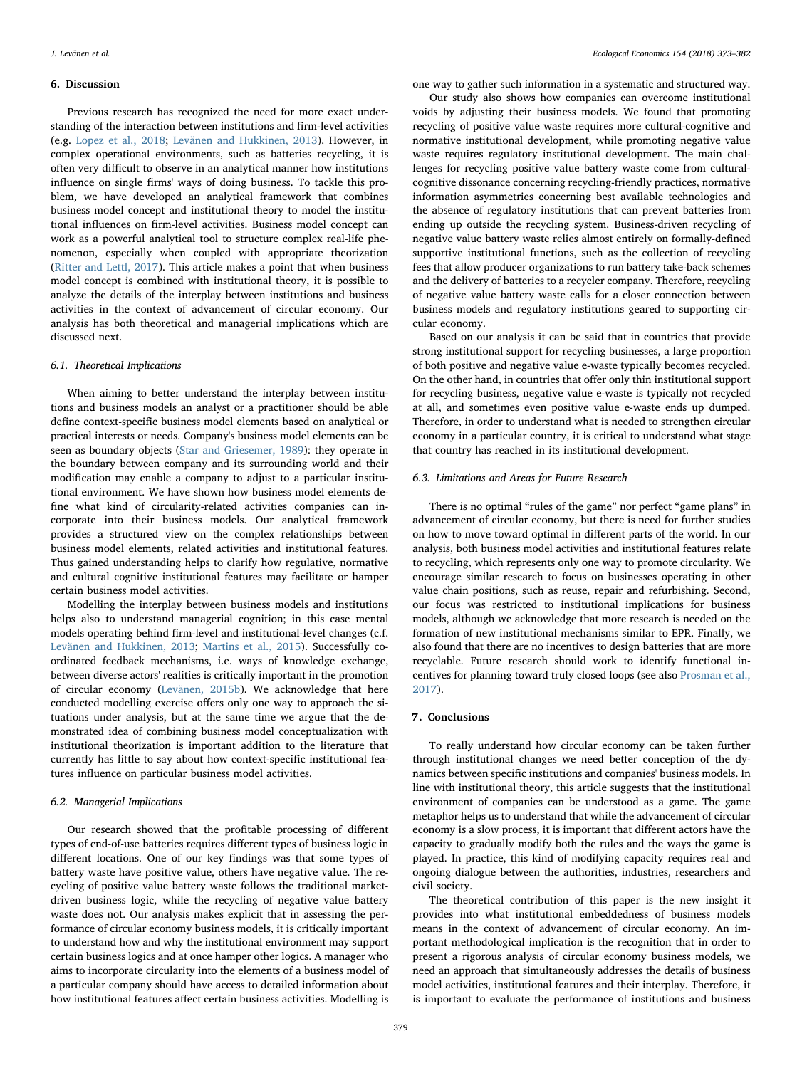## 6. Discussion

Previous research has recognized the need for more exact understanding of the interaction between institutions and firm-level activities (e.g. Lopez et al., 2018; Levänen and Hukkinen, 2013). However, in complex operational environments, such as batteries recycling, it is often very difficult to observe in an analytical manner how institutions influence on single firms' ways of doing business. To tackle this problem, we have developed an analytical framework that combines business model concept and institutional theory to model the institutional influences on firm-level activities. Business model concept can work as a powerful analytical tool to structure complex real-life phenomenon, especially when coupled with appropriate theorization (Ritter and Lettl, 2017). This article makes a point that when business model concept is combined with institutional theory, it is possible to analyze the details of the interplay between institutions and business activities in the context of advancement of circular economy. Our analysis has both theoretical and managerial implications which are discussed next.

### 6.1. Theoretical Implications

When aiming to better understand the interplay between institutions and business models an analyst or a practitioner should be able define context-specific business model elements based on analytical or practical interests or needs. Company's business model elements can be seen as boundary objects (Star and Griesemer, 1989): they operate in the boundary between company and its surrounding world and their modification may enable a company to adjust to a particular institutional environment. We have shown how business model elements define what kind of circularity-related activities companies can incorporate into their business models. Our analytical framework provides a structured view on the complex relationships between business model elements, related activities and institutional features. Thus gained understanding helps to clarify how regulative, normative and cultural cognitive institutional features may facilitate or hamper certain business model activities.

Modelling the interplay between business models and institutions helps also to understand managerial cognition; in this case mental models operating behind firm-level and institutional-level changes (c.f. Levänen and Hukkinen, 2013; Martins et al., 2015). Successfully coordinated feedback mechanisms, i.e. ways of knowledge exchange, between diverse actors' realities is critically important in the promotion of circular economy (Levänen, 2015b). We acknowledge that here conducted modelling exercise offers only one way to approach the situations under analysis, but at the same time we argue that the demonstrated idea of combining business model conceptualization with institutional theorization is important addition to the literature that currently has little to say about how context-specific institutional features influence on particular business model activities.

### 6.2. Managerial Implications

Our research showed that the profitable processing of different types of end-of-use batteries requires different types of business logic in different locations. One of our key findings was that some types of battery waste have positive value, others have negative value. The recycling of positive value battery waste follows the traditional market-driven business logic, while the recycling of negative value battery waste does not. Our analysis makes explicit that in assessing the performance of circular economy business models, it is critically important to understand how and why the institutional environment may support certain business logics and at once hamper other logics. A manager who aims to incorporate circularity into the elements of a business model of a particular company should have access to detailed information about how institutional features affect certain business activities. Modelling is one way to gather such information in a systematic and structured way.

Our study also shows how companies can overcome institutional voids by adjusting their business models. We found that promoting recycling of positive value waste requires more cultural-cognitive and normative institutional development, while promoting negative value waste requires regulatory institutional development. The main challenges for recycling positive value battery waste come from cultural-cognitive dissonance concerning recycling-friendly practices, normative information asymmetries concerning best available technologies and the absence of regulatory institutions that can prevent batteries from ending up outside the recycling system. Business-driven recycling of negative value battery waste relies almost entirely on formally-defined supportive institutional functions, such as the collection of recycling fees that allow producer organizations to run battery take-back schemes and the delivery of batteries to a recycler company. Therefore, recycling of negative value battery waste calls for a closer connection between business models and regulatory institutions geared to supporting circular economy.

Based on our analysis it can be said that in countries that provide strong institutional support for recycling businesses, a large proportion of both positive and negative value e-waste typically becomes recycled. On the other hand, in countries that offer only thin institutional support for recycling business, negative value e-waste is typically not recycled at all, and sometimes even positive value e-waste ends up dumped. Therefore, in order to understand what is needed to strengthen circular economy in a particular country, it is critical to understand what stage that country has reached in its institutional development.

### 6.3. Limitations and Areas for Future Research

There is no optimal "rules of the game" nor perfect "game plans" in advancement of circular economy, but there is need for further studies on how to move toward optimal in different parts of the world. In our analysis, both business model activities and institutional features relate to recycling, which represents only one way to promote circularity. We encourage similar research to focus on businesses operating in other value chain positions, such as reuse, repair and refurbishing. Second, our focus was restricted to institutional implications for business models, although we acknowledge that more research is needed on the formation of new institutional mechanisms similar to EPR. Finally, we also found that there are no incentives to design batteries that are more recyclable. Future research should work to identify functional incentives for planning toward truly closed loops (see also Prosman et al., 2017).

## 7. Conclusions

To really understand how circular economy can be taken further through institutional changes we need better conception of the dynamics between specific institutions and companies' business models. In line with institutional theory, this article suggests that the institutional environment of companies can be understood as a game. The game metaphor helps us to understand that while the advancement of circular economy is a slow process, it is important that different actors have the capacity to gradually modify both the rules and the ways the game is played. In practice, this kind of modifying capacity requires real and ongoing dialogue between the authorities, industries, researchers and civil society.

The theoretical contribution of this paper is the new insight it provides into what institutional embeddedness of business models means in the context of advancement of circular economy. An important methodological implication is the recognition that in order to present a rigorous analysis of circular economy business models, we need an approach that simultaneously addresses the details of business model activities, institutional features and their interplay. Therefore, it is important to evaluate the performance of institutions and business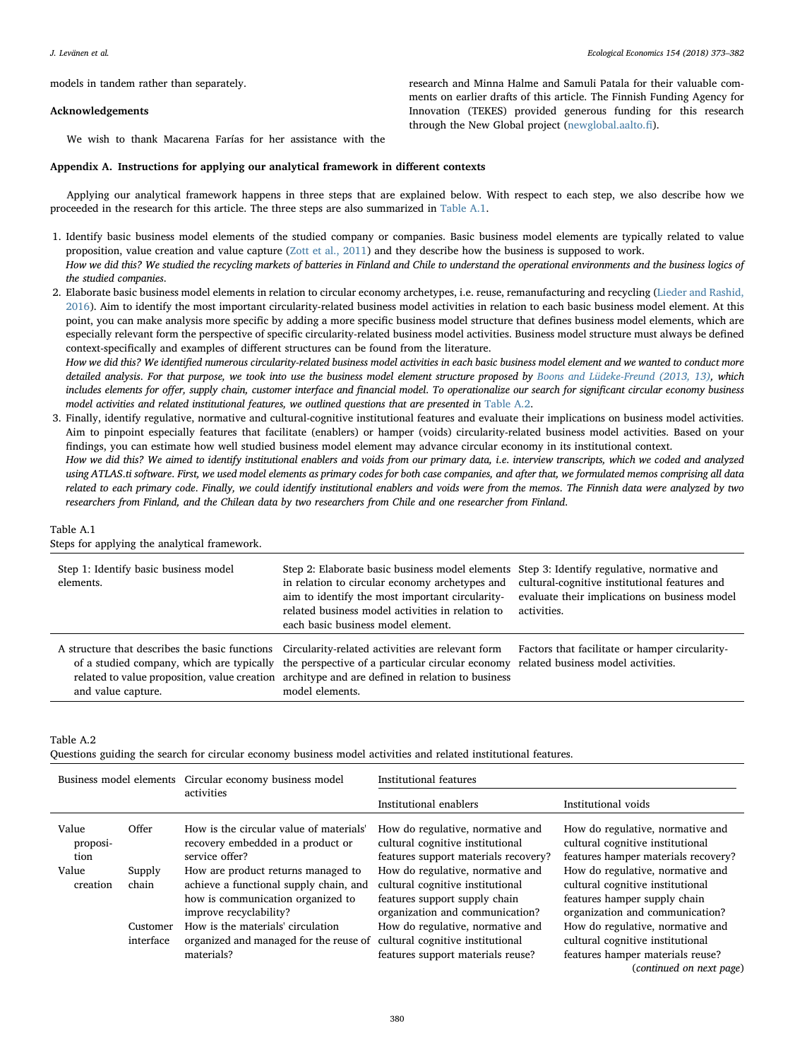models in tandem rather than separately.

## Acknowledgements

We wish to thank Macarena Farías for her assistance with the research and Minna Halme and Samuli Patala for their valuable comments on earlier drafts of this article. The Finnish Funding Agency for Innovation (TEKES) provided generous funding for this research through the New Global project (newglobal.aalto.fi).

## Appendix A. Instructions for applying our analytical framework in different contexts

Applying our analytical framework happens in three steps that are explained below. With respect to each step, we also describe how we proceeded in the research for this article. The three steps are also summarized in Table A.1.

1. Identify basic business model elements of the studied company or companies. Basic business model elements are typically related to value proposition, value creation and value capture (Zott et al., 2011) and they describe how the business is supposed to work.
   *How we did this? We studied the recycling markets of batteries in Finland and Chile to understand the operational environments and the business logics of the studied companies.*
2. Elaborate basic business model elements in relation to circular economy archetypes, i.e. reuse, remanufacturing and recycling (Lieder and Rashid, 2016). Aim to identify the most important circularity-related business model activities in relation to each basic business model element. At this point, you can make analysis more specific by adding a more specific business model structure that defines business model elements, which are especially relevant form the perspective of specific circularity-related business model activities. Business model structure must always be defined context-specifically and examples of different structures can be found from the literature.
   *How we did this? We identified numerous circularity-related business model activities in each basic business model element and we wanted to conduct more detailed analysis. For that purpose, we took into use the business model element structure proposed by Boons and Lüdeke-Freund (2013, 13), which includes elements for offer, supply chain, customer interface and financial model. To operationalize our search for significant circular economy business model activities and related institutional features, we outlined questions that are presented in Table A.2.*
3. Finally, identify regulative, normative and cultural-cognitive institutional features and evaluate their implications on business model activities. Aim to pinpoint especially features that facilitate (enablers) or hamper (voids) circularity-related business model activities. Based on your findings, you can estimate how well studied business model element may advance circular economy in its institutional context.
   *How we did this? We aimed to identify institutional enablers and voids from our primary data, i.e. interview transcripts, which we coded and analyzed using ATLAS.ti software. First, we used model elements as primary codes for both case companies, and after that, we formulated memos comprising all data related to each primary code. Finally, we could identify institutional enablers and voids were from the memos. The Finnish data were analyzed by two researchers from Finland, and the Chilean data by two researchers from Chile and one researcher from Finland.*

Table A.1
Steps for applying the analytical framework.

| Step 1: Identify basic business model elements. | Step 2: Elaborate basic business model elements in relation to circular economy archetypes and aim to identify the most important circularity-related business model activities in relation to each basic business model element. | Step 3: Identify regulative, normative and cultural-cognitive institutional features and evaluate their implications on business model activities. |
|---|---|---|
| A structure that describes the basic functions of a studied company, which are typically related to value proposition, value creation and value capture. | Circularity-related activities are relevant form the perspective of a particular circular economy architype and are defined in relation to business model elements. | Factors that facilitate or hamper circularity-related business model activities. |

Table A.2
Questions guiding the search for circular economy business model activities and related institutional features.

| Business model elements | | Circular economy business model activities | Institutional features | |
|---|---|---|---|---|
| | | | Institutional enablers | Institutional voids |
| Value proposition | Offer | How is the circular value of materials' recovery embedded in a product or service offer? | How do regulative, normative and cultural cognitive institutional features support materials recovery? | How do regulative, normative and cultural cognitive institutional features hamper materials recovery? |
| Value creation | Supply chain | How are product returns managed to achieve a functional supply chain, and how is communication organized to improve recyclability? | How do regulative, normative and cultural cognitive institutional features support supply chain organization and communication? | How do regulative, normative and cultural cognitive institutional features hamper supply chain organization and communication? |
| | Customer interface | How is the materials' circulation organized and managed for the reuse of materials? | How do regulative, normative and cultural cognitive institutional features support materials reuse? | How do regulative, normative and cultural cognitive institutional features hamper materials reuse? |

(*continued on next page*)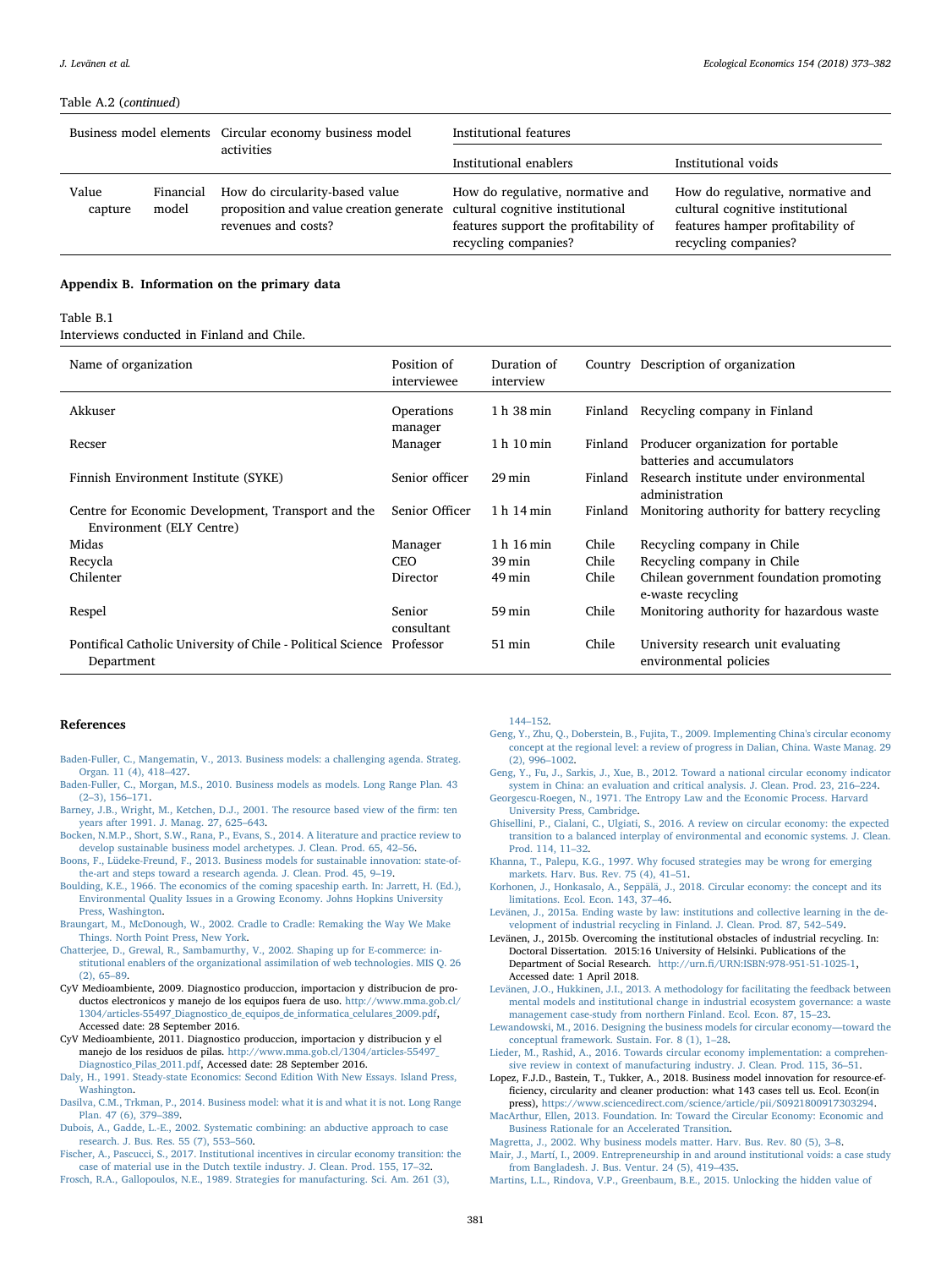Table A.2 (*continued*)

| Business model elements | | Circular economy business model activities | Institutional features | |
|---|---|---|---|---|
| | | | Institutional enablers | Institutional voids |
| Value capture | Financial model | How do circularity-based value proposition and value creation generate revenues and costs? | How do regulative, normative and cultural cognitive institutional features support the profitability of recycling companies? | How do regulative, normative and cultural cognitive institutional features hamper profitability of recycling companies? |

## Appendix B. Information on the primary data

Table B.1
Interviews conducted in Finland and Chile.

| Name of organization | Position of interviewee | Duration of interview | Country | Description of organization |
|---|---|---|---|---|
| Akkuser | Operations manager | 1 h 38 min | Finland | Recycling company in Finland |
| Recser | Manager | 1 h 10 min | Finland | Producer organization for portable batteries and accumulators |
| Finnish Environment Institute (SYKE) | Senior officer | 29 min | Finland | Research institute under environmental administration |
| Centre for Economic Development, Transport and the Environment (ELY Centre) | Senior Officer | 1 h 14 min | Finland | Monitoring authority for battery recycling |
| Midas | Manager | 1 h 16 min | Chile | Recycling company in Chile |
| Recycla | CEO | 39 min | Chile | Recycling company in Chile |
| Chilenter | Director | 49 min | Chile | Chilean government foundation promoting e-waste recycling |
| Respel | Senior consultant | 59 min | Chile | Monitoring authority for hazardous waste |
| Pontifical Catholic University of Chile - Political Science Department | Professor | 51 min | Chile | University research unit evaluating environmental policies |

## References

Baden-Fuller, C., Mangematin, V., 2013. Business models: a challenging agenda. Strateg. Organ. 11 (4), 418–427.

Baden-Fuller, C., Morgan, M.S., 2010. Business models as models. Long Range Plan. 43 (2–3), 156–171.

Barney, J.B., Wright, M., Ketchen, D.J., 2001. The resource based view of the firm: ten years after 1991. J. Manag. 27, 625–643.

Bocken, N.M.P., Short, S.W., Rana, P., Evans, S., 2014. A literature and practice review to develop sustainable business model archetypes. J. Clean. Prod. 65, 42–56.

Boons, F., Lüdeke-Freund, F., 2013. Business models for sustainable innovation: state-of-the-art and steps toward a research agenda. J. Clean. Prod. 45, 9–19.

Boulding, K.E., 1966. The economics of the coming spaceship earth. In: Jarrett, H. (Ed.), Environmental Quality Issues in a Growing Economy. Johns Hopkins University Press, Washington.

Braungart, M., McDonough, W., 2002. Cradle to Cradle: Remaking the Way We Make Things. North Point Press, New York.

Chatterjee, D., Grewal, R., Sambamurthy, V., 2002. Shaping up for E-commerce: institutional enablers of the organizational assimilation of web technologies. MIS Q. 26 (2), 65–89.

CyV Medioambiente, 2009. Diagnostico produccion, importacion y distribucion de productos electronicos y manejo de los equipos fuera de uso. http://www.mma.gob.cl/1304/articles-55497_Diagnostico_de_equipos_de_informatica_celulares_2009.pdf, Accessed date: 28 September 2016.

CyV Medioambiente, 2011. Diagnostico produccion, importacion y distribucion y el manejo de los residuos de pilas. http://www.mma.gob.cl/1304/articles-55497_Diagnostico_Pilas_2011.pdf, Accessed date: 28 September 2016.

Daly, H., 1991. Steady-state Economics: Second Edition With New Essays. Island Press, Washington.

Dasilva, C.M., Trkman, P., 2014. Business model: what it is and what it is not. Long Range Plan. 47 (6), 379–389.

Dubois, A., Gadde, L.-E., 2002. Systematic combining: an abductive approach to case research. J. Bus. Res. 55 (7), 553–560.

Fischer, A., Pascucci, S., 2017. Institutional incentives in circular economy transition: the case of material use in the Dutch textile industry. J. Clean. Prod. 155, 17–32.

Frosch, R.A., Gallopoulos, N.E., 1989. Strategies for manufacturing. Sci. Am. 261 (3), 144–152.

Geng, Y., Zhu, Q., Doberstein, B., Fujita, T., 2009. Implementing China's circular economy concept at the regional level: a review of progress in Dalian, China. Waste Manag. 29 (2), 996–1002.

Geng, Y., Fu, J., Sarkis, J., Xue, B., 2012. Toward a national circular economy indicator system in China: an evaluation and critical analysis. J. Clean. Prod. 23, 216–224.

Georgescu-Roegen, N., 1971. The Entropy Law and the Economic Process. Harvard University Press, Cambridge.

Ghisellini, P., Cialani, C., Ulgiati, S., 2016. A review on circular economy: the expected transition to a balanced interplay of environmental and economic systems. J. Clean. Prod. 114, 11–32.

Khanna, T., Palepu, K.G., 1997. Why focused strategies may be wrong for emerging markets. Harv. Bus. Rev. 75 (4), 41–51.

Korhonen, J., Honkasalo, A., Seppälä, J., 2018. Circular economy: the concept and its limitations. Ecol. Econ. 143, 37–46.

Levänen, J., 2015a. Ending waste by law: institutions and collective learning in the development of industrial recycling in Finland. J. Clean. Prod. 87, 542–549.

Levänen, J., 2015b. Overcoming the institutional obstacles of industrial recycling. In: Doctoral Dissertation. 2015:16 University of Helsinki. Publications of the Department of Social Research. http://urn.fi/URN:ISBN:978-951-51-1025-1, Accessed date: 1 April 2018.

Levänen, J.O., Hukkinen, J.I., 2013. A methodology for facilitating the feedback between mental models and institutional change in industrial ecosystem governance: a waste management case-study from northern Finland. Ecol. Econ. 87, 15–23.

Lewandowski, M., 2016. Designing the business models for circular economy—toward the conceptual framework. Sustain. For. 8 (1), 1–28.

Lieder, M., Rashid, A., 2016. Towards circular economy implementation: a comprehensive review in context of manufacturing industry. J. Clean. Prod. 115, 36–51.

Lopez, F.J.D., Bastein, T., Tukker, A., 2018. Business model innovation for resource-efficiency, circularity and cleaner production: what 143 cases tell us. Ecol. Econ(in press), https://www.sciencedirect.com/science/article/pii/S0921800917303294.

MacArthur, Ellen, 2013. Foundation. In: Toward the Circular Economy: Economic and Business Rationale for an Accelerated Transition.

Magretta, J., 2002. Why business models matter. Harv. Bus. Rev. 80 (5), 3–8.

Mair, J., Martí, I., 2009. Entrepreneurship in and around institutional voids: a case study from Bangladesh. J. Bus. Ventur. 24 (5), 419–435.

Martins, L.L., Rindova, V.P., Greenbaum, B.E., 2015. Unlocking the hidden value of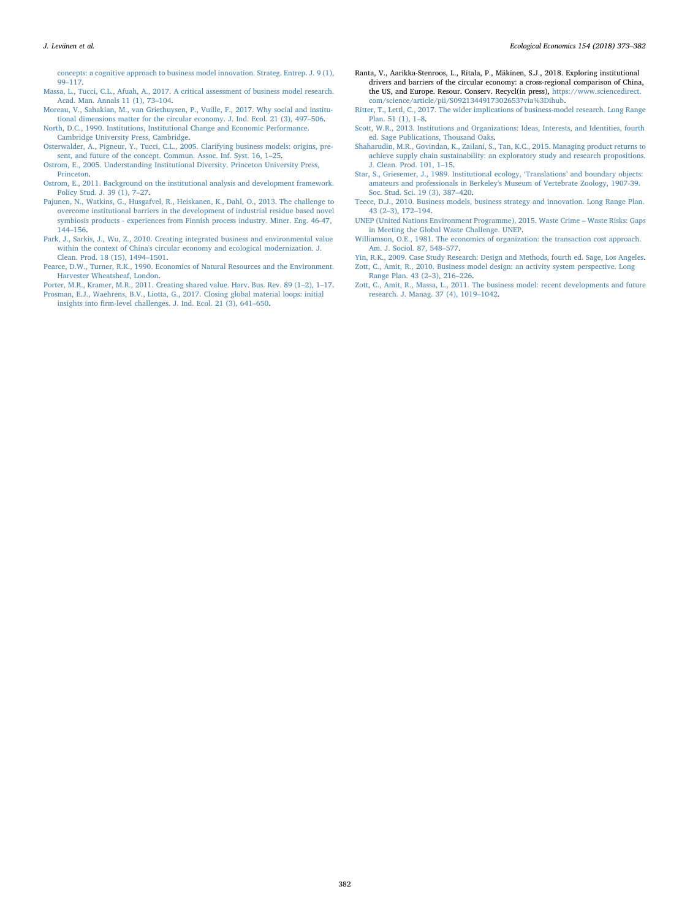concepts: a cognitive approach to business model innovation. Strateg. Entrep. J. 9 (1), 99–117.

Massa, L., Tucci, C.L., Afuah, A., 2017. A critical assessment of business model research. Acad. Man. Annals 11 (1), 73–104.

Moreau, V., Sahakian, M., van Griethuysen, P., Vuille, F., 2017. Why social and institutional dimensions matter for the circular economy. J. Ind. Ecol. 21 (3), 497–506.

North, D.C., 1990. Institutions, Institutional Change and Economic Performance. Cambridge University Press, Cambridge.

Osterwalder, A., Pigneur, Y., Tucci, C.L., 2005. Clarifying business models: origins, present, and future of the concept. Commun. Assoc. Inf. Syst. 16, 1–25.

Ostrom, E., 2005. Understanding Institutional Diversity. Princeton University Press, Princeton.

Ostrom, E., 2011. Background on the institutional analysis and development framework. Policy Stud. J. 39 (1), 7–27.

Pajunen, N., Watkins, G., Husgafvel, R., Heiskanen, K., Dahl, O., 2013. The challenge to overcome institutional barriers in the development of industrial residue based novel symbiosis products - experiences from Finnish process industry. Miner. Eng. 46-47, 144–156.

Park, J., Sarkis, J., Wu, Z., 2010. Creating integrated business and environmental value within the context of China's circular economy and ecological modernization. J. Clean. Prod. 18 (15), 1494–1501.

Pearce, D.W., Turner, R.K., 1990. Economics of Natural Resources and the Environment. Harvester Wheatsheaf, London.

Porter, M.R., Kramer, M.R., 2011. Creating shared value. Harv. Bus. Rev. 89 (1–2), 1–17.

Prosman, E.J., Waehrens, B.V., Liotta, G., 2017. Closing global material loops: initial insights into firm-level challenges. J. Ind. Ecol. 21 (3), 641–650.

Ranta, V., Aarikka-Stenroos, L., Ritala, P., Mäkinen, S.J., 2018. Exploring institutional drivers and barriers of the circular economy: a cross-regional comparison of China, the US, and Europe. Resour. Conserv. Recycl(in press), https://www.sciencedirect.com/science/article/pii/S0921344917302653?via%3Dihub.

Ritter, T., Lettl, C., 2017. The wider implications of business-model research. Long Range Plan. 51 (1), 1–8.

Scott, W.R., 2013. Institutions and Organizations: Ideas, Interests, and Identities, fourth ed. Sage Publications, Thousand Oaks.

Shaharudin, M.R., Govindan, K., Zailani, S., Tan, K.C., 2015. Managing product returns to achieve supply chain sustainability: an exploratory study and research propositions. J. Clean. Prod. 101, 1–15.

Star, S., Griesemer, J., 1989. Institutional ecology, 'Translations' and boundary objects: amateurs and professionals in Berkeley's Museum of Vertebrate Zoology, 1907-39. Soc. Stud. Sci. 19 (3), 387–420.

Teece, D.J., 2010. Business models, business strategy and innovation. Long Range Plan. 43 (2–3), 172–194.

UNEP (United Nations Environment Programme), 2015. Waste Crime – Waste Risks: Gaps in Meeting the Global Waste Challenge. UNEP.

Williamson, O.E., 1981. The economics of organization: the transaction cost approach. Am. J. Sociol. 87, 548–577.

Yin, R.K., 2009. Case Study Research: Design and Methods, fourth ed. Sage, Los Angeles.

Zott, C., Amit, R., 2010. Business model design: an activity system perspective. Long Range Plan. 43 (2–3), 216–226.

Zott, C., Amit, R., Massa, L., 2011. The business model: recent developments and future research. J. Manag. 37 (4), 1019–1042.